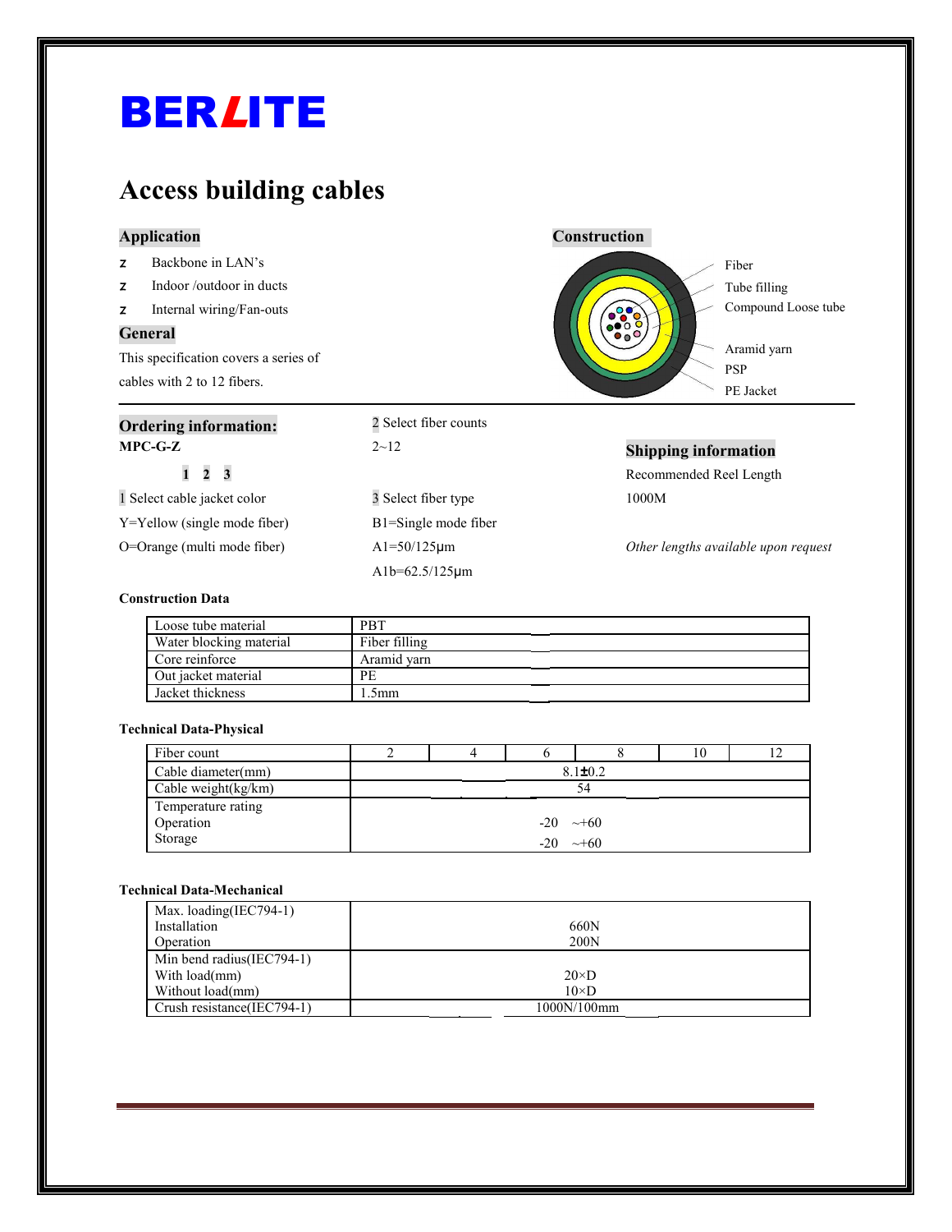# BERLITE

## Access building cables

### Application

- Backbone in LAN's
- Indoor /outdoor in ducts
- Internal wiring/Fan-outs

### General

This specification covers a series of cables with 2 to 12 fibers.

### Construction

Fiber
Tube filling
Compound Loose tube
Aramid yarn
PSP
PE Jacket

### Ordering information:

**MPC-G-Z**

**1 2 3**

1 Select cable jacket color

Y=Yellow (single mode fiber)

O=Orange (multi mode fiber)

2 Select fiber counts

2~12

3 Select fiber type

B1=Single mode fiber

A1=50/125μm

A1b=62.5/125μm

### Shipping information

Recommended Reel Length

1000M

*Other lengths available upon request*

**Construction Data**

| Loose tube material | PBT |
|---|---|
| Water blocking material | Fiber filling |
| Core reinforce | Aramid yarn |
| Out jacket material | PE |
| Jacket thickness | 1.5mm |

**Technical Data-Physical**

| Fiber count | 2 | 4 | 6 | 8 | 10 | 12 |
|---|---|---|---|---|---|---|
| Cable diameter(mm) | 8.1±0.2 | | | | | |
| Cable weight(kg/km) | 54 | | | | | |
| Temperature rating<br>Operation<br>Storage | <br>-20 ~+60<br>-20 ~+60 | | | | | |

**Technical Data-Mechanical**

| Max. loading(IEC794-1)<br>Installation<br>Operation | <br>660N<br>200N |
|---|---|
| Min bend radius(IEC794-1)<br>With load(mm)<br>Without load(mm) | <br>20×D<br>10×D |
| Crush resistance(IEC794-1) | 1000N/100mm |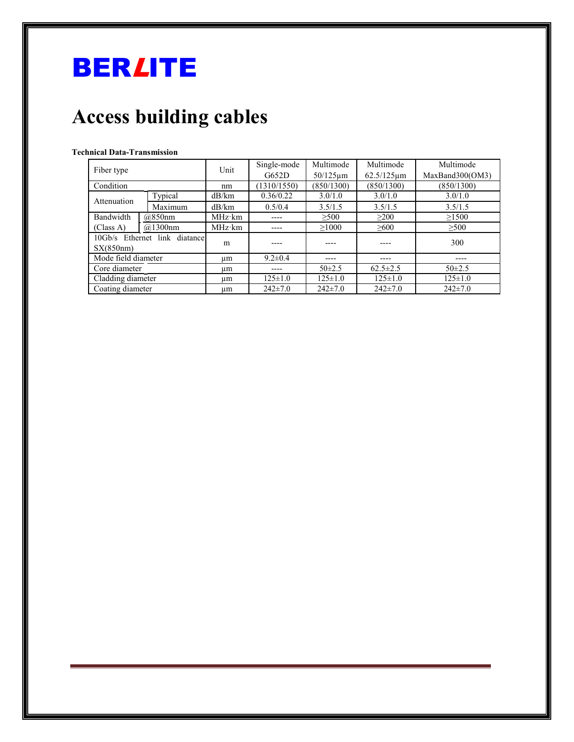# BERLITE

# Access building cables

**Technical Data-Transmission**

| Fiber type | | Unit | Single-mode G652D | Multimode 50/125μm | Multimode 62.5/125μm | Multimode MaxBand300(OM3) |
|---|---|---|---|---|---|---|
| Condition | | nm | (1310/1550) | (850/1300) | (850/1300) | (850/1300) |
| Attenuation | Typical | dB/km | 0.36/0.22 | 3.0/1.0 | 3.0/1.0 | 3.0/1.0 |
| | Maximum | dB/km | 0.5/0.4 | 3.5/1.5 | 3.5/1.5 | 3.5/1.5 |
| Bandwidth (Class A) | @850nm | MHz·km | ---- | ≥500 | ≥200 | ≥1500 |
| | @1300nm | MHz·km | ---- | ≥1000 | ≥600 | ≥500 |
| 10Gb/s Ethernet link diatance SX(850nm) | | m | ---- | ---- | ---- | 300 |
| Mode field diameter | | μm | 9.2±0.4 | ---- | ---- | ---- |
| Core diameter | | μm | ---- | 50±2.5 | 62.5±2.5 | 50±2.5 |
| Cladding diameter | | μm | 125±1.0 | 125±1.0 | 125±1.0 | 125±1.0 |
| Coating diameter | | μm | 242±7.0 | 242±7.0 | 242±7.0 | 242±7.0 |